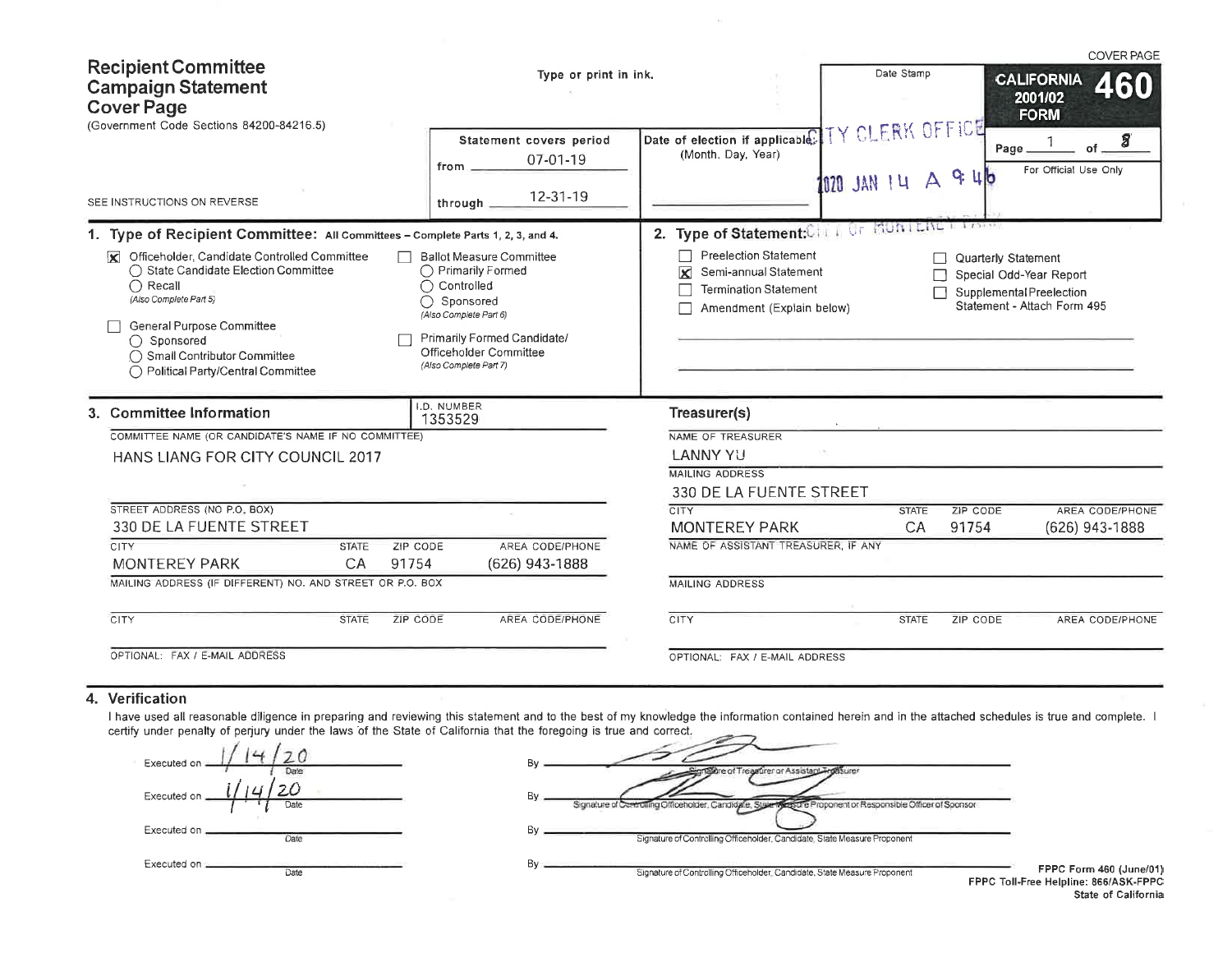# Recipient Committee Campaign Statement Cover Page

(Government Code Sections 84200-84216.5)

SEE INSTRUCTIONS ON REVERSE

Type or print in ink.

COVER PAGE

**CALIFORNIA FORM 460** 2001/02

Page 1 of 8

For Official Use Only

Date Stamp: CITY CLERK OFFICE 2020 JAN 14 A 9:46 CITY OF MONTEREY PARK

| Statement covers period | |
|---|---|
| from | 07-01-19 |
| through | 12-31-19 |

Date of election if applicable: (Month, Day, Year)

## 1. Type of Recipient Committee: All Committees – Complete Parts 1, 2, 3, and 4.

- [x] Officeholder, Candidate Controlled Committee
  - ○ State Candidate Election Committee
  - ○ Recall (Also Complete Part 5)
- [ ] General Purpose Committee
  - ○ Sponsored
  - ○ Small Contributor Committee
  - ○ Political Party/Central Committee
- [ ] Ballot Measure Committee
  - ○ Primarily Formed
  - ○ Controlled
  - ○ Sponsored (Also Complete Part 6)
- [ ] Primarily Formed Candidate/Officeholder Committee (Also Complete Part 7)

## 2. Type of Statement:

- [ ] Preelection Statement
- [x] Semi-annual Statement
- [ ] Termination Statement
- [ ] Amendment (Explain below)
- [ ] Quarterly Statement
- [ ] Special Odd-Year Report
- [ ] Supplemental Preelection Statement - Attach Form 495

## 3. Committee Information

I.D. NUMBER: 1353529

COMMITTEE NAME (OR CANDIDATE'S NAME IF NO COMMITTEE): HANS LIANG FOR CITY COUNCIL 2017

STREET ADDRESS (NO P.O. BOX): 330 DE LA FUENTE STREET

| CITY | STATE | ZIP CODE | AREA CODE/PHONE |
|---|---|---|---|
| MONTEREY PARK | CA | 91754 | (626) 943-1888 |

MAILING ADDRESS (IF DIFFERENT) NO. AND STREET OR P.O. BOX:

| CITY | STATE | ZIP CODE | AREA CODE/PHONE |
|---|---|---|---|
| | | | |

OPTIONAL: FAX / E-MAIL ADDRESS:

### Treasurer(s)

NAME OF TREASURER: LANNY YU

MAILING ADDRESS: 330 DE LA FUENTE STREET

| CITY | STATE | ZIP CODE | AREA CODE/PHONE |
|---|---|---|---|
| MONTEREY PARK | CA | 91754 | (626) 943-1888 |

NAME OF ASSISTANT TREASURER, IF ANY:

MAILING ADDRESS:

| CITY | STATE | ZIP CODE | AREA CODE/PHONE |
|---|---|---|---|
| | | | |

OPTIONAL: FAX / E-MAIL ADDRESS:

## 4. Verification

I have used all reasonable diligence in preparing and reviewing this statement and to the best of my knowledge the information contained herein and in the attached schedules is true and complete. I certify under penalty of perjury under the laws of the State of California that the foregoing is true and correct.

| Executed on | By |
|---|---|
| 1/14/20 (Date) | [signature] Signature of Treasurer or Assistant Treasurer |
| 1/14/20 (Date) | [signature] Signature of Controlling Officeholder, Candidate, State Measure Proponent or Responsible Officer of Sponsor |
| (Date) | Signature of Controlling Officeholder, Candidate, State Measure Proponent |
| (Date) | Signature of Controlling Officeholder, Candidate, State Measure Proponent |

FPPC Form 460 (June/01)
FPPC Toll-Free Helpline: 866/ASK-FPPC
State of California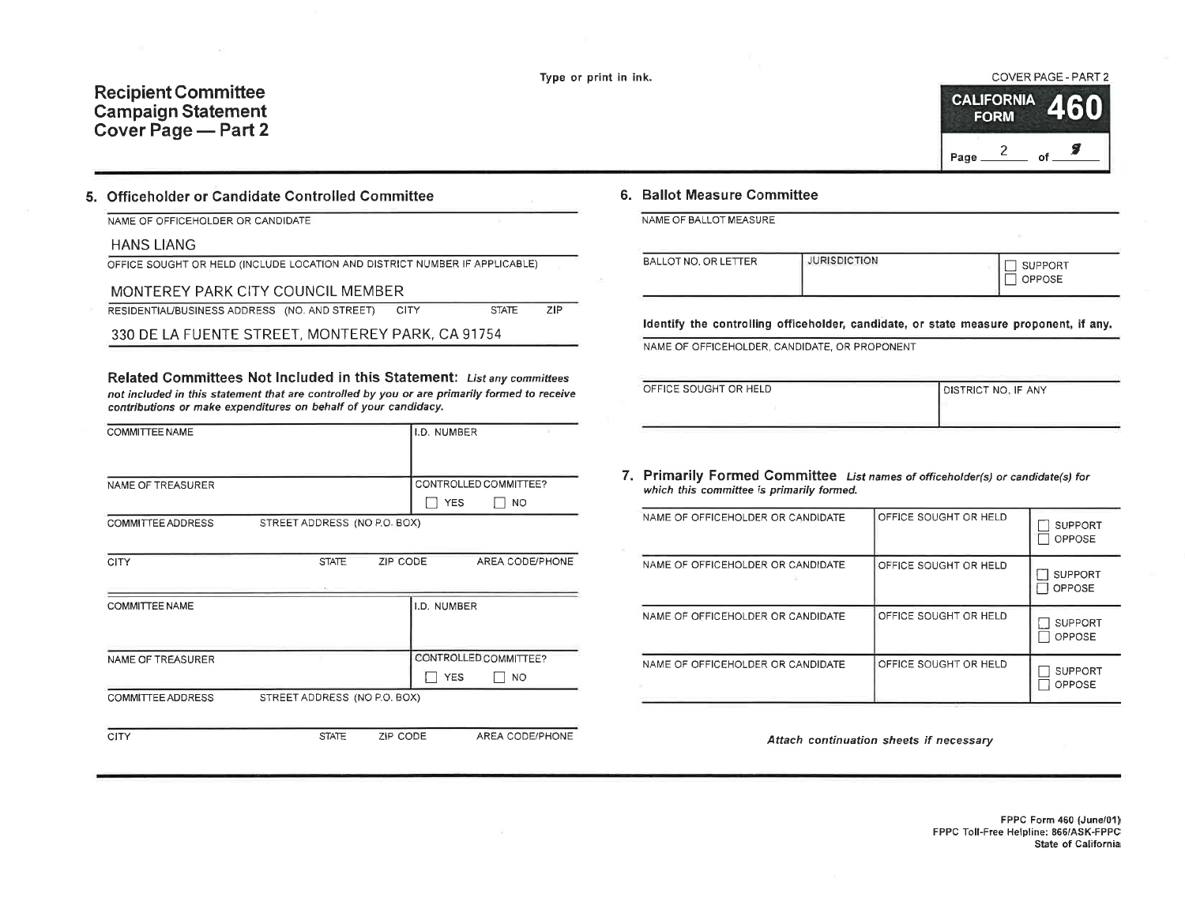Type or print in ink.

# Recipient Committee Campaign Statement Cover Page — Part 2

COVER PAGE - PART 2

**CALIFORNIA FORM 460**

Page 2 of 8

## 5. Officeholder or Candidate Controlled Committee

NAME OF OFFICEHOLDER OR CANDIDATE

HANS LIANG

OFFICE SOUGHT OR HELD (INCLUDE LOCATION AND DISTRICT NUMBER IF APPLICABLE)

MONTEREY PARK CITY COUNCIL MEMBER

RESIDENTIAL/BUSINESS ADDRESS (NO. AND STREET) CITY STATE ZIP

330 DE LA FUENTE STREET, MONTEREY PARK, CA 91754

**Related Committees Not Included in this Statement:** *List any committees not included in this statement that are controlled by you or are primarily formed to receive contributions or make expenditures on behalf of your candidacy.*

| COMMITTEE NAME | | | I.D. NUMBER |
|---|---|---|---|
| NAME OF TREASURER | | | CONTROLLED COMMITTEE? ☐ YES ☐ NO |
| COMMITTEE ADDRESS | STREET ADDRESS (NO P.O. BOX) | | |
| CITY | STATE | ZIP CODE | AREA CODE/PHONE |

| COMMITTEE NAME | | | I.D. NUMBER |
|---|---|---|---|
| NAME OF TREASURER | | | CONTROLLED COMMITTEE? ☐ YES ☐ NO |
| COMMITTEE ADDRESS | STREET ADDRESS (NO P.O. BOX) | | |
| CITY | STATE | ZIP CODE | AREA CODE/PHONE |

## 6. Ballot Measure Committee

NAME OF BALLOT MEASURE

| BALLOT NO. OR LETTER | JURISDICTION | ☐ SUPPORT ☐ OPPOSE |
|---|---|---|

**Identify the controlling officeholder, candidate, or state measure proponent, if any.**

NAME OF OFFICEHOLDER, CANDIDATE, OR PROPONENT

| OFFICE SOUGHT OR HELD | DISTRICT NO. IF ANY |
|---|---|

## 7. Primarily Formed Committee

*List names of officeholder(s) or candidate(s) for which this committee is primarily formed.*

| NAME OF OFFICEHOLDER OR CANDIDATE | OFFICE SOUGHT OR HELD | ☐ SUPPORT ☐ OPPOSE |
|---|---|---|
| NAME OF OFFICEHOLDER OR CANDIDATE | OFFICE SOUGHT OR HELD | ☐ SUPPORT ☐ OPPOSE |
| NAME OF OFFICEHOLDER OR CANDIDATE | OFFICE SOUGHT OR HELD | ☐ SUPPORT ☐ OPPOSE |
| NAME OF OFFICEHOLDER OR CANDIDATE | OFFICE SOUGHT OR HELD | ☐ SUPPORT ☐ OPPOSE |

*Attach continuation sheets if necessary*

FPPC Form 460 (June/01)
FPPC Toll-Free Helpline: 866/ASK-FPPC
State of California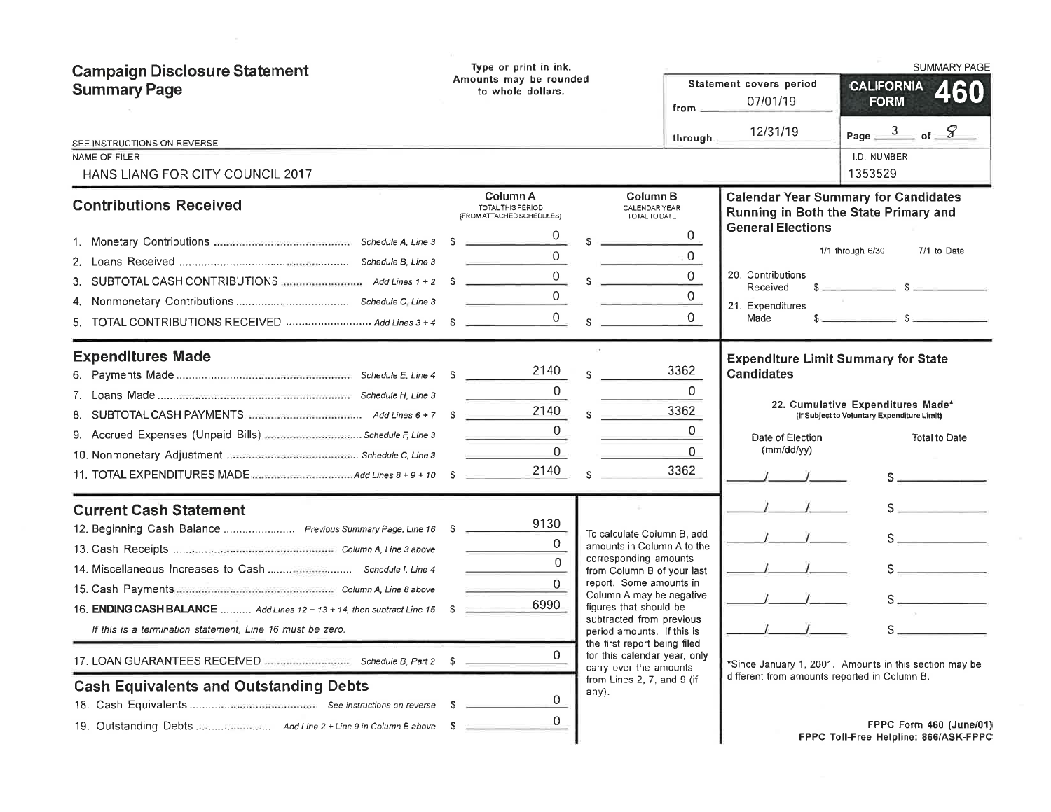# Campaign Disclosure Statement Summary Page

Type or print in ink.
Amounts may be rounded to whole dollars.

SEE INSTRUCTIONS ON REVERSE

Statement covers period from 07/01/19 through 12/31/19

SUMMARY PAGE — CALIFORNIA FORM 460

Page 3 of 8

NAME OF FILER: HANS LIANG FOR CITY COUNCIL 2017

I.D. NUMBER: 1353529

## Contributions Received

| | | Column A TOTAL THIS PERIOD (FROM ATTACHED SCHEDULES) | Column B CALENDAR YEAR TOTAL TO DATE |
|---|---|---|---|
| 1. Monetary Contributions | Schedule A, Line 3 | $ 0 | $ 0 |
| 2. Loans Received | Schedule B, Line 3 | 0 | 0 |
| 3. SUBTOTAL CASH CONTRIBUTIONS | Add Lines 1 + 2 | $ 0 | $ 0 |
| 4. Nonmonetary Contributions | Schedule C, Line 3 | 0 | 0 |
| 5. TOTAL CONTRIBUTIONS RECEIVED | Add Lines 3 + 4 | $ 0 | $ 0 |

## Expenditures Made

| | | Column A | Column B |
|---|---|---|---|
| 6. Payments Made | Schedule E, Line 4 | $ 2140 | $ 3362 |
| 7. Loans Made | Schedule H, Line 3 | 0 | 0 |
| 8. SUBTOTAL CASH PAYMENTS | Add Lines 6 + 7 | $ 2140 | $ 3362 |
| 9. Accrued Expenses (Unpaid Bills) | Schedule F, Line 3 | 0 | 0 |
| 10. Nonmonetary Adjustment | Schedule C, Line 3 | 0 | 0 |
| 11. TOTAL EXPENDITURES MADE | Add Lines 8 + 9 + 10 | $ 2140 | $ 3362 |

## Current Cash Statement

| | | |
|---|---|---|
| 12. Beginning Cash Balance | Previous Summary Page, Line 16 | $ 9130 |
| 13. Cash Receipts | Column A, Line 3 above | 0 |
| 14. Miscellaneous Increases to Cash | Schedule I, Line 4 | 0 |
| 15. Cash Payments | Column A, Line 8 above | 0 |
| 16. **ENDING CASH BALANCE** | Add Lines 12 + 13 + 14, then subtract Line 15 | $ 6990 |

*If this is a termination statement, Line 16 must be zero.*

| | | |
|---|---|---|
| 17. LOAN GUARANTEES RECEIVED | Schedule B, Part 2 | $ 0 |

To calculate Column B, add amounts in Column A to the corresponding amounts from Column B of your last report. Some amounts in Column A may be negative figures that should be subtracted from previous period amounts. If this is the first report being filed for this calendar year, only carry over the amounts from Lines 2, 7, and 9 (if any).

## Cash Equivalents and Outstanding Debts

| | | |
|---|---|---|
| 18. Cash Equivalents | See instructions on reverse | $ 0 |
| 19. Outstanding Debts | Add Line 2 + Line 9 in Column B above | $ 0 |

## Calendar Year Summary for Candidates Running in Both the State Primary and General Elections

| | 1/1 through 6/30 | 7/1 to Date |
|---|---|---|
| 20. Contributions Received | $ | $ |
| 21. Expenditures Made | $ | $ |

## Expenditure Limit Summary for State Candidates

22. Cumulative Expenditures Made* (If Subject to Voluntary Expenditure Limit)

| Date of Election (mm/dd/yy) | Total to Date |
|---|---|
| / / | $ |
| / / | $ |
| / / | $ |
| / / | $ |
| / / | $ |
| / / | $ |

*Since January 1, 2001. Amounts in this section may be different from amounts reported in Column B.

FPPC Form 460 (June/01)
FPPC Toll-Free Helpline: 866/ASK-FPPC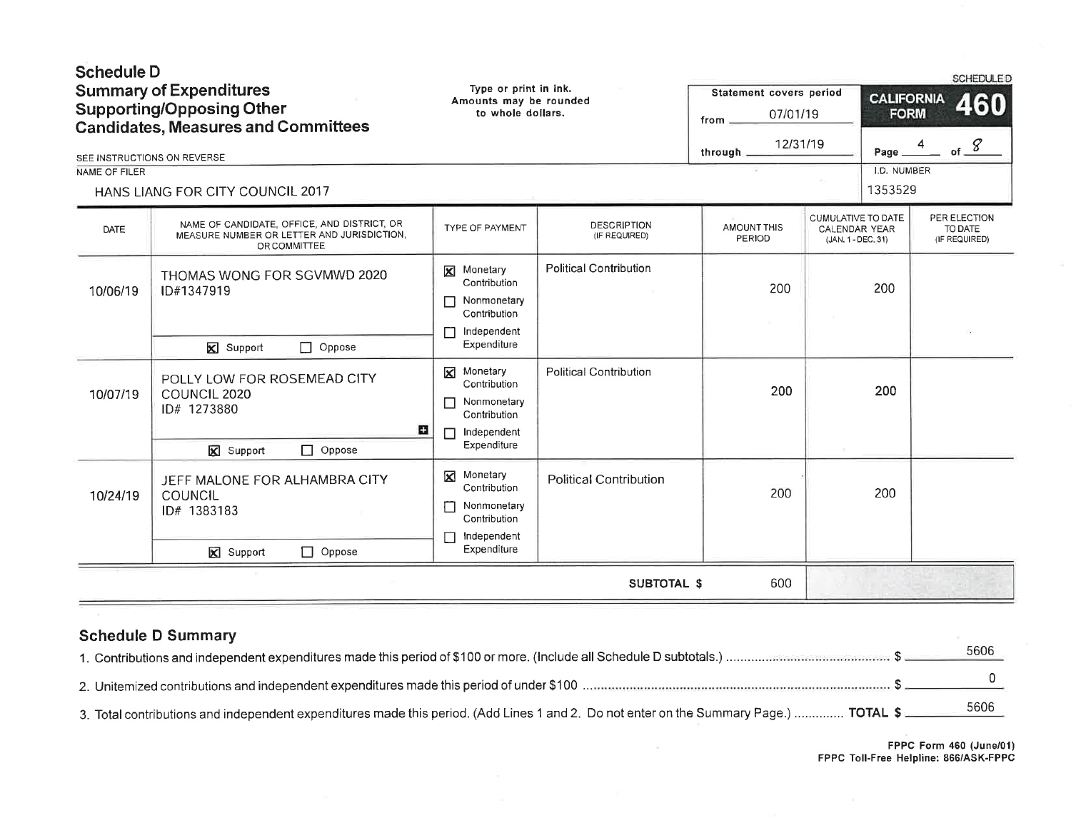# Schedule D

## Summary of Expenditures Supporting/Opposing Other Candidates, Measures and Committees

SEE INSTRUCTIONS ON REVERSE

Type or print in ink. Amounts may be rounded to whole dollars.

Statement covers period from 07/01/19 through 12/31/19

SCHEDULE D

**CALIFORNIA FORM 460**

NAME OF FILER: HANS LIANG FOR CITY COUNCIL 2017

I.D. NUMBER: 1353529

| DATE | NAME OF CANDIDATE, OFFICE, AND DISTRICT, OR MEASURE NUMBER OR LETTER AND JURISDICTION, OR COMMITTEE | TYPE OF PAYMENT | DESCRIPTION (IF REQUIRED) | AMOUNT THIS PERIOD | CUMULATIVE TO DATE CALENDAR YEAR (JAN. 1 - DEC. 31) | PER ELECTION TO DATE (IF REQUIRED) |
|---|---|---|---|---|---|---|
| 10/06/19 | THOMAS WONG FOR SGVMWD 2020 ID#1347919 ☒ Support ☐ Oppose | ☒ Monetary Contribution ☐ Nonmonetary Contribution ☐ Independent Expenditure | Political Contribution | 200 | 200 | |
| 10/07/19 | POLLY LOW FOR ROSEMEAD CITY COUNCIL 2020 ID# 1273880 ☒ Support ☐ Oppose | ☒ Monetary Contribution ☐ Nonmonetary Contribution ☐ Independent Expenditure | Political Contribution | 200 | 200 | |
| 10/24/19 | JEFF MALONE FOR ALHAMBRA CITY COUNCIL ID# 1383183 ☒ Support ☐ Oppose | ☒ Monetary Contribution ☐ Nonmonetary Contribution ☐ Independent Expenditure | Political Contribution | 200 | 200 | |
| | | | SUBTOTAL $ | 600 | | |

## Schedule D Summary

1. Contributions and independent expenditures made this period of $100 or more. (Include all Schedule D subtotals.) .......... $ 5606
2. Unitemized contributions and independent expenditures made this period of under $100 .......... $ 0
3. Total contributions and independent expenditures made this period. (Add Lines 1 and 2. Do not enter on the Summary Page.) .......... **TOTAL $** 5606

FPPC Form 460 (June/01)
FPPC Toll-Free Helpline: 866/ASK-FPPC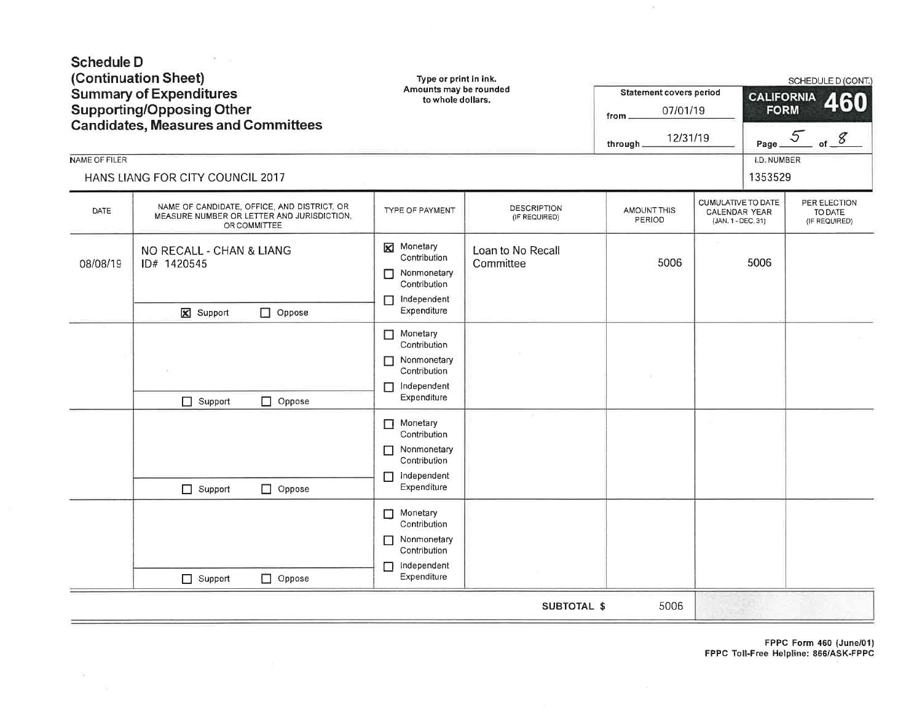# Schedule D (Continuation Sheet) Summary of Expenditures Supporting/Opposing Other Candidates, Measures and Committees

Type or print in ink.
Amounts may be rounded to whole dollars.

SCHEDULE D (CONT.)

**CALIFORNIA FORM 460**

Statement covers period
from 07/01/19
through 12/31/19

Page 5 of 8

NAME OF FILER: HANS LIANG FOR CITY COUNCIL 2017

I.D. NUMBER: 1353529

| DATE | NAME OF CANDIDATE, OFFICE, AND DISTRICT, OR MEASURE NUMBER OR LETTER AND JURISDICTION, OR COMMITTEE | TYPE OF PAYMENT | DESCRIPTION (IF REQUIRED) | AMOUNT THIS PERIOD | CUMULATIVE TO DATE CALENDAR YEAR (JAN. 1 - DEC. 31) | PER ELECTION TO DATE (IF REQUIRED) |
|---|---|---|---|---|---|---|
| 08/08/19 | NO RECALL - CHAN & LIANG ID# 1420545 ☒ Support ☐ Oppose | ☒ Monetary Contribution ☐ Nonmonetary Contribution ☐ Independent Expenditure | Loan to No Recall Committee | 5006 | 5006 | |
| | ☐ Support ☐ Oppose | ☐ Monetary Contribution ☐ Nonmonetary Contribution ☐ Independent Expenditure | | | | |
| | ☐ Support ☐ Oppose | ☐ Monetary Contribution ☐ Nonmonetary Contribution ☐ Independent Expenditure | | | | |
| | ☐ Support ☐ Oppose | ☐ Monetary Contribution ☐ Nonmonetary Contribution ☐ Independent Expenditure | | | | |
| | | | **SUBTOTAL $** | 5006 | | |

FPPC Form 460 (June/01)
FPPC Toll-Free Helpline: 866/ASK-FPPC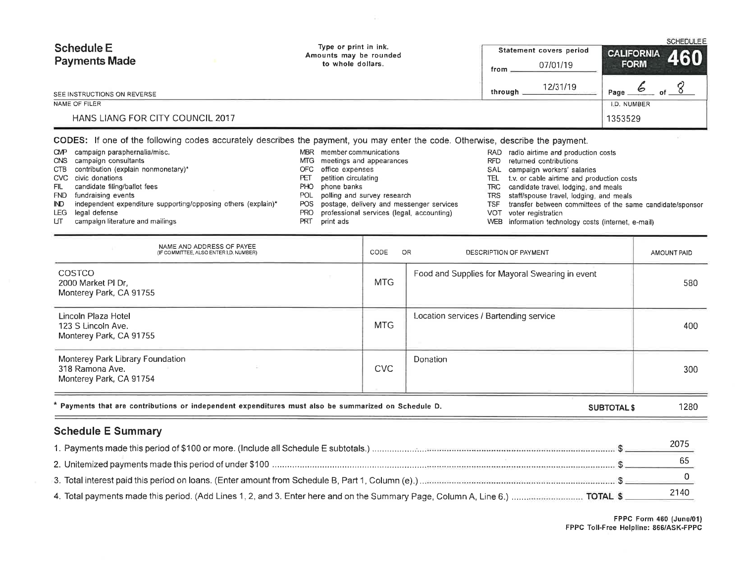# Schedule E
## Payments Made

Type or print in ink.
Amounts may be rounded to whole dollars.

SEE INSTRUCTIONS ON REVERSE

SCHEDULE E

**CALIFORNIA FORM 460**

Statement covers period from 07/01/19 through 12/31/19

Page 6 of 8

NAME OF FILER: HANS LIANG FOR CITY COUNCIL 2017

I.D. NUMBER: 1353529

**CODES:** If one of the following codes accurately describes the payment, you may enter the code. Otherwise, describe the payment.

- CMP campaign paraphernalia/misc.
- CNS campaign consultants
- CTB contribution (explain nonmonetary)*
- CVC civic donations
- FIL candidate filing/ballot fees
- FND fundraising events
- IND independent expenditure supporting/opposing others (explain)*
- LEG legal defense
- LIT campaign literature and mailings
- MBR member communications
- MTG meetings and appearances
- OFC office expenses
- PET petition circulating
- PHO phone banks
- POL polling and survey research
- POS postage, delivery and messenger services
- PRO professional services (legal, accounting)
- PRT print ads
- RAD radio airtime and production costs
- RFD returned contributions
- SAL campaign workers' salaries
- TEL t.v. or cable airtime and production costs
- TRC candidate travel, lodging, and meals
- TRS staff/spouse travel, lodging, and meals
- TSF transfer between committees of the same candidate/sponsor
- VOT voter registration
- WEB information technology costs (internet, e-mail)

| NAME AND ADDRESS OF PAYEE (IF COMMITTEE, ALSO ENTER I.D. NUMBER) | CODE | DESCRIPTION OF PAYMENT | AMOUNT PAID |
|---|---|---|---|
| COSTCO<br>2000 Market Pl Dr,<br>Monterey Park, CA 91755 | MTG | Food and Supplies for Mayoral Swearing in event | 580 |
| Lincoln Plaza Hotel<br>123 S Lincoln Ave.<br>Monterey Park, CA 91755 | MTG | Location services / Bartending service | 400 |
| Monterey Park Library Foundation<br>318 Ramona Ave.<br>Monterey Park, CA 91754 | CVC | Donation | 300 |

\* Payments that are contributions or independent expenditures must also be summarized on Schedule D.

**SUBTOTAL $** 1280

## Schedule E Summary

1. Payments made this period of $100 or more. (Include all Schedule E subtotals.) $ 2075
2. Unitemized payments made this period of under $100 $ 65
3. Total interest paid this period on loans. (Enter amount from Schedule B, Part 1, Column (e).) $ 0
4. Total payments made this period. (Add Lines 1, 2, and 3. Enter here and on the Summary Page, Column A, Line 6.) **TOTAL $** 2140

FPPC Form 460 (June/01)
FPPC Toll-Free Helpline: 866/ASK-FPPC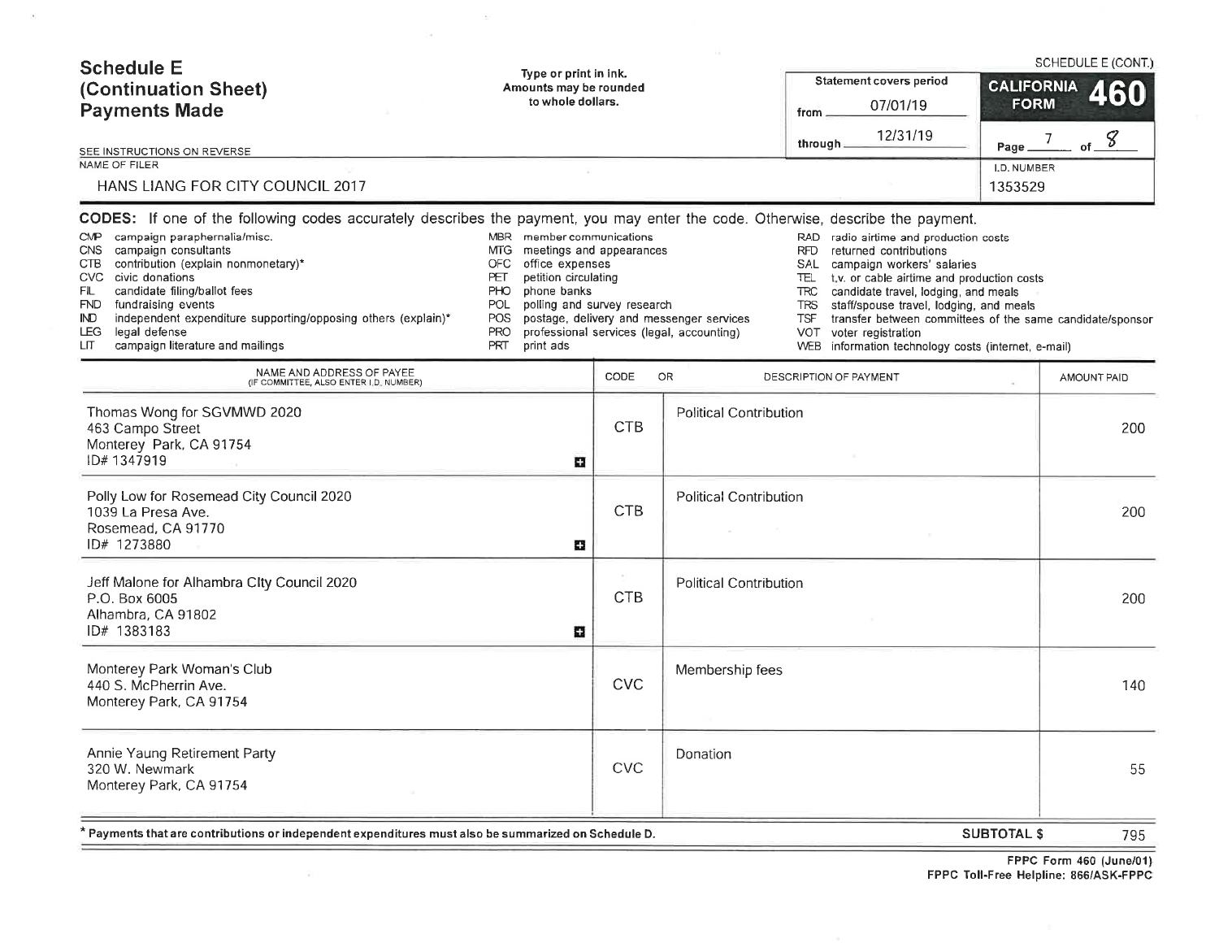# Schedule E (Continuation Sheet) Payments Made

SCHEDULE E (CONT.)

Type or print in ink. Amounts may be rounded to whole dollars.

Statement covers period from 07/01/19 through 12/31/19

**CALIFORNIA FORM 460**

SEE INSTRUCTIONS ON REVERSE

NAME OF FILER

HANS LIANG FOR CITY COUNCIL 2017

I.D. NUMBER

1353529

**CODES:** If one of the following codes accurately describes the payment, you may enter the code. Otherwise, describe the payment.

- CMP campaign paraphernalia/misc.
- CNS campaign consultants
- CTB contribution (explain nonmonetary)*
- CVC civic donations
- FIL candidate filing/ballot fees
- FND fundraising events
- IND independent expenditure supporting/opposing others (explain)*
- LEG legal defense
- LIT campaign literature and mailings
- MBR member communications
- MTG meetings and appearances
- OFC office expenses
- PET petition circulating
- PHO phone banks
- POL polling and survey research
- POS postage, delivery and messenger services
- PRO professional services (legal, accounting)
- PRT print ads
- RAD radio airtime and production costs
- RFD returned contributions
- SAL campaign workers' salaries
- TEL t.v. or cable airtime and production costs
- TRC candidate travel, lodging, and meals
- TRS staff/spouse travel, lodging, and meals
- TSF transfer between committees of the same candidate/sponsor
- VOT voter registration
- WEB information technology costs (internet, e-mail)

| NAME AND ADDRESS OF PAYEE (IF COMMITTEE, ALSO ENTER I.D. NUMBER) | CODE | OR DESCRIPTION OF PAYMENT | AMOUNT PAID |
|---|---|---|---|
| Thomas Wong for SGVMWD 2020<br>463 Campo Street<br>Monterey Park, CA 91754<br>ID# 1347919 | CTB | Political Contribution | 200 |
| Polly Low for Rosemead City Council 2020<br>1039 La Presa Ave.<br>Rosemead, CA 91770<br>ID# 1273880 | CTB | Political Contribution | 200 |
| Jeff Malone for Alhambra CIty Council 2020<br>P.O. Box 6005<br>Alhambra, CA 91802<br>ID# 1383183 | CTB | Political Contribution | 200 |
| Monterey Park Woman's Club<br>440 S. McPherrin Ave.<br>Monterey Park, CA 91754 | CVC | Membership fees | 140 |
| Annie Yaung Retirement Party<br>320 W. Newmark<br>Monterey Park, CA 91754 | CVC | Donation | 55 |

\* Payments that are contributions or independent expenditures must also be summarized on Schedule D.

**SUBTOTAL $** 795

FPPC Form 460 (June/01)
FPPC Toll-Free Helpline: 866/ASK-FPPC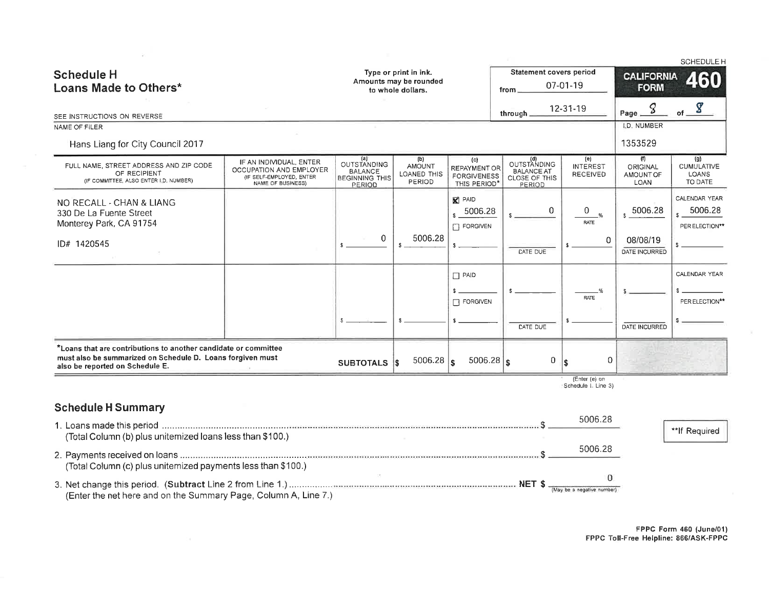SCHEDULE H

# Schedule H
# Loans Made to Others*

SEE INSTRUCTIONS ON REVERSE

Type or print in ink.
Amounts may be rounded to whole dollars.

Statement covers period
from 07-01-19
through 12-31-19

CALIFORNIA FORM 460

Page 8 of 8

NAME OF FILER: Hans Liang for City Council 2017

I.D. NUMBER: 1353529

| FULL NAME, STREET ADDRESS AND ZIP CODE OF RECIPIENT (IF COMMITTEE, ALSO ENTER I.D. NUMBER) | IF AN INDIVIDUAL, ENTER OCCUPATION AND EMPLOYER (IF SELF-EMPLOYED, ENTER NAME OF BUSINESS) | (a) OUTSTANDING BALANCE BEGINNING THIS PERIOD | (b) AMOUNT LOANED THIS PERIOD | (c) REPAYMENT OR FORGIVENESS THIS PERIOD* | (d) OUTSTANDING BALANCE AT CLOSE OF THIS PERIOD | (e) INTEREST RECEIVED | (f) ORIGINAL AMOUNT OF LOAN | (g) CUMULATIVE LOANS TO DATE |
|---|---|---|---|---|---|---|---|---|
| NO RECALL - CHAN & LIANG<br>330 De La Fuente Street<br>Monterey Park, CA 91754<br>ID# 1420545 | | $ 0 | $ 5006.28 | ☒ PAID $ 5006.28<br>☐ FORGIVEN $ | $ 0<br>DATE DUE | 0 % RATE<br>$ 0 | $ 5006.28<br>08/08/19 DATE INCURRED | CALENDAR YEAR $ 5006.28<br>PER ELECTION** $ |
| | | $ | $ | ☐ PAID $<br>☐ FORGIVEN $ | $<br>DATE DUE | % RATE<br>$ | $<br>DATE INCURRED | CALENDAR YEAR $<br>PER ELECTION** $ |
| *Loans that are contributions to another candidate or committee must also be summarized on Schedule D. Loans forgiven must also be reported on Schedule E. | | SUBTOTALS | $ 5006.28 | $ 5006.28 | $ 0 | $ 0 (Enter (e) on Schedule I, Line 3) | | |

## Schedule H Summary

1. Loans made this period ........ $ 5006.28
   (Total Column (b) plus unitemized loans less than $100.)
2. Payments received on loans ........ $ 5006.28
   (Total Column (c) plus unitemized payments less than $100.)
3. Net change this period. (**Subtract** Line 2 from Line 1.) ........ **NET $** 0 (May be a negative number)
   (Enter the net here and on the Summary Page, Column A, Line 7.)

**If Required

FPPC Form 460 (June/01)
FPPC Toll-Free Helpline: 866/ASK-FPPC